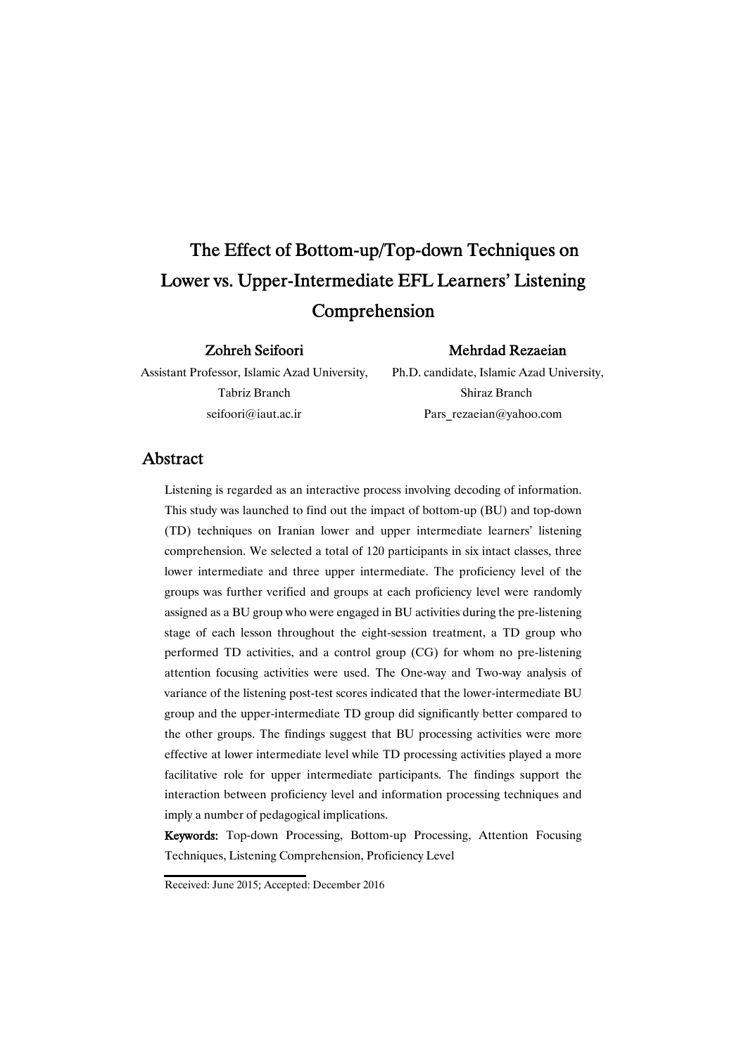# The Effect of Bottom-up/Top-down Techniques on Lower vs. Upper-Intermediate EFL Learners' Listening Comprehension

**Zohreh Seifoori**
Assistant Professor, Islamic Azad University, Tabriz Branch
seifoori@iaut.ac.ir

**Mehrdad Rezaeian**
Ph.D. candidate, Islamic Azad University, Shiraz Branch
Pars_rezaeian@yahoo.com

## Abstract

Listening is regarded as an interactive process involving decoding of information. This study was launched to find out the impact of bottom-up (BU) and top-down (TD) techniques on Iranian lower and upper intermediate learners' listening comprehension. We selected a total of 120 participants in six intact classes, three lower intermediate and three upper intermediate. The proficiency level of the groups was further verified and groups at each proficiency level were randomly assigned as a BU group who were engaged in BU activities during the pre-listening stage of each lesson throughout the eight-session treatment, a TD group who performed TD activities, and a control group (CG) for whom no pre-listening attention focusing activities were used. The One-way and Two-way analysis of variance of the listening post-test scores indicated that the lower-intermediate BU group and the upper-intermediate TD group did significantly better compared to the other groups. The findings suggest that BU processing activities were more effective at lower intermediate level while TD processing activities played a more facilitative role for upper intermediate participants. The findings support the interaction between proficiency level and information processing techniques and imply a number of pedagogical implications.

**Keywords:** Top-down Processing, Bottom-up Processing, Attention Focusing Techniques, Listening Comprehension, Proficiency Level

Received: June 2015; Accepted: December 2016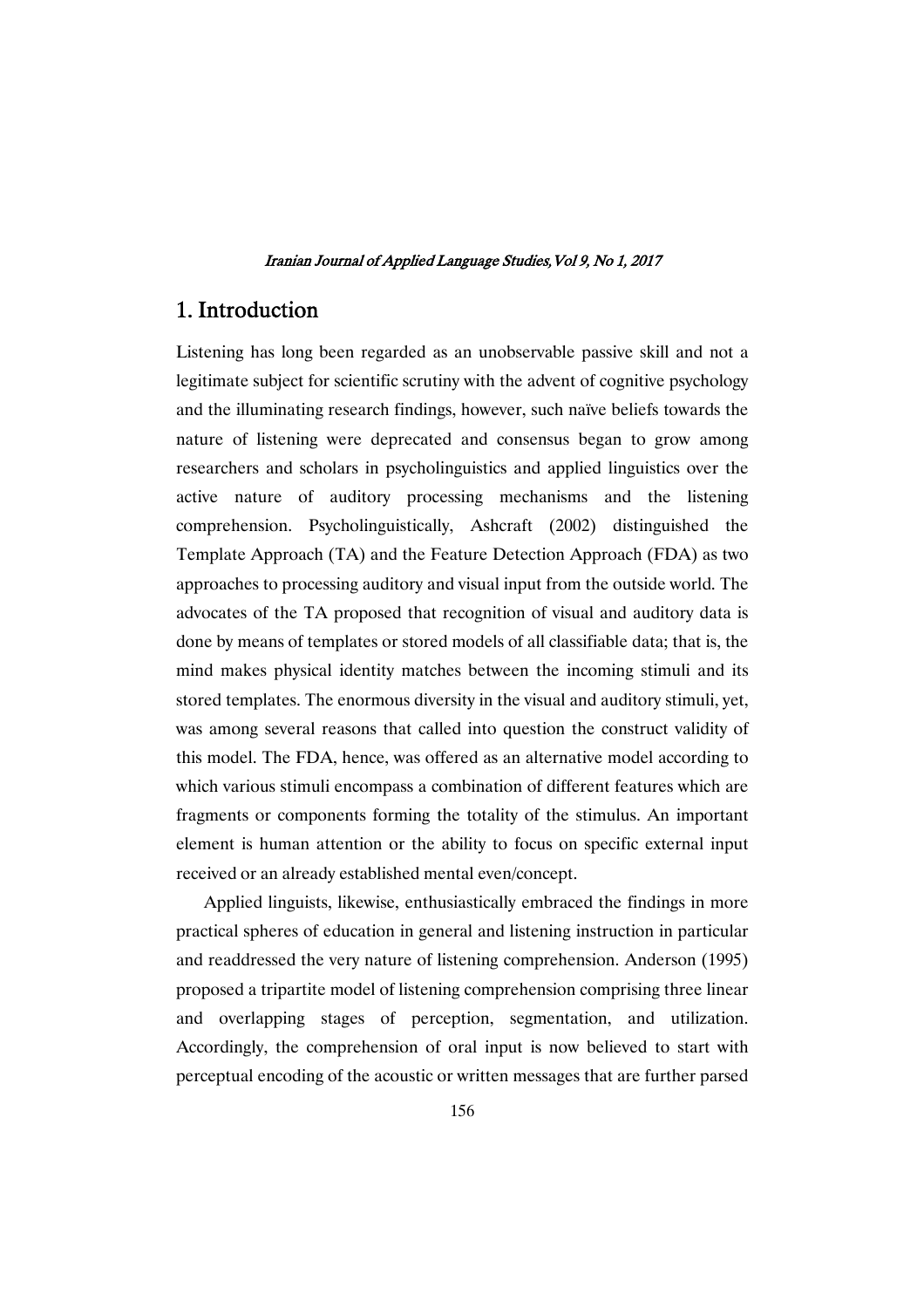# 1. Introduction

Listening has long been regarded as an unobservable passive skill and not a legitimate subject for scientific scrutiny with the advent of cognitive psychology and the illuminating research findings, however, such naïve beliefs towards the nature of listening were deprecated and consensus began to grow among researchers and scholars in psycholinguistics and applied linguistics over the active nature of auditory processing mechanisms and the listening comprehension. Psycholinguistically, Ashcraft (2002) distinguished the Template Approach (TA) and the Feature Detection Approach (FDA) as two approaches to processing auditory and visual input from the outside world. The advocates of the TA proposed that recognition of visual and auditory data is done by means of templates or stored models of all classifiable data; that is, the mind makes physical identity matches between the incoming stimuli and its stored templates. The enormous diversity in the visual and auditory stimuli, yet, was among several reasons that called into question the construct validity of this model. The FDA, hence, was offered as an alternative model according to which various stimuli encompass a combination of different features which are fragments or components forming the totality of the stimulus. An important element is human attention or the ability to focus on specific external input received or an already established mental even/concept.

Applied linguists, likewise, enthusiastically embraced the findings in more practical spheres of education in general and listening instruction in particular and readdressed the very nature of listening comprehension. Anderson (1995) proposed a tripartite model of listening comprehension comprising three linear and overlapping stages of perception, segmentation, and utilization. Accordingly, the comprehension of oral input is now believed to start with perceptual encoding of the acoustic or written messages that are further parsed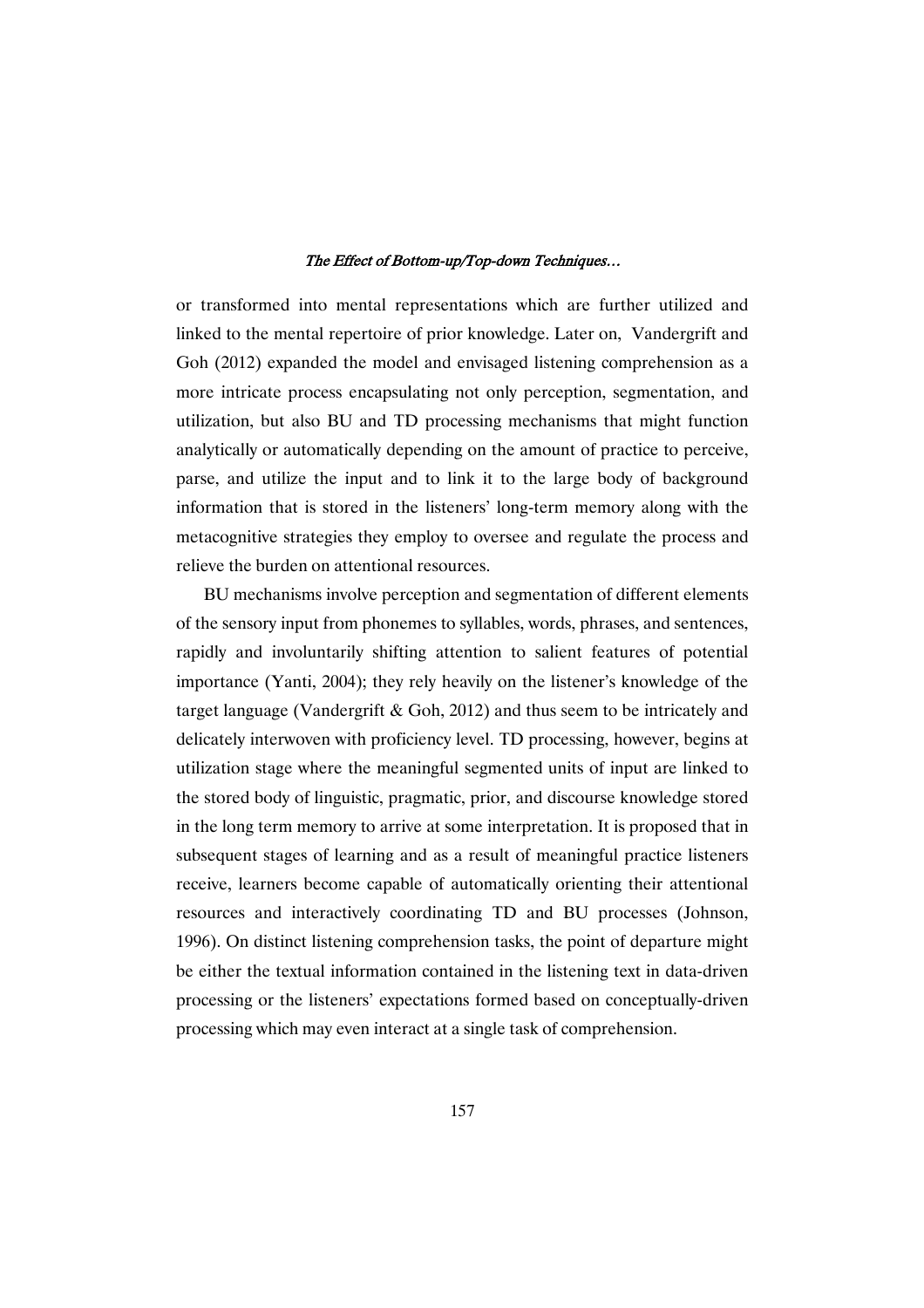or transformed into mental representations which are further utilized and linked to the mental repertoire of prior knowledge. Later on, Vandergrift and Goh (2012) expanded the model and envisaged listening comprehension as a more intricate process encapsulating not only perception, segmentation, and utilization, but also BU and TD processing mechanisms that might function analytically or automatically depending on the amount of practice to perceive, parse, and utilize the input and to link it to the large body of background information that is stored in the listeners' long-term memory along with the metacognitive strategies they employ to oversee and regulate the process and relieve the burden on attentional resources.

BU mechanisms involve perception and segmentation of different elements of the sensory input from phonemes to syllables, words, phrases, and sentences, rapidly and involuntarily shifting attention to salient features of potential importance (Yanti, 2004); they rely heavily on the listener's knowledge of the target language (Vandergrift & Goh, 2012) and thus seem to be intricately and delicately interwoven with proficiency level. TD processing, however, begins at utilization stage where the meaningful segmented units of input are linked to the stored body of linguistic, pragmatic, prior, and discourse knowledge stored in the long term memory to arrive at some interpretation. It is proposed that in subsequent stages of learning and as a result of meaningful practice listeners receive, learners become capable of automatically orienting their attentional resources and interactively coordinating TD and BU processes (Johnson, 1996). On distinct listening comprehension tasks, the point of departure might be either the textual information contained in the listening text in data-driven processing or the listeners' expectations formed based on conceptually-driven processing which may even interact at a single task of comprehension.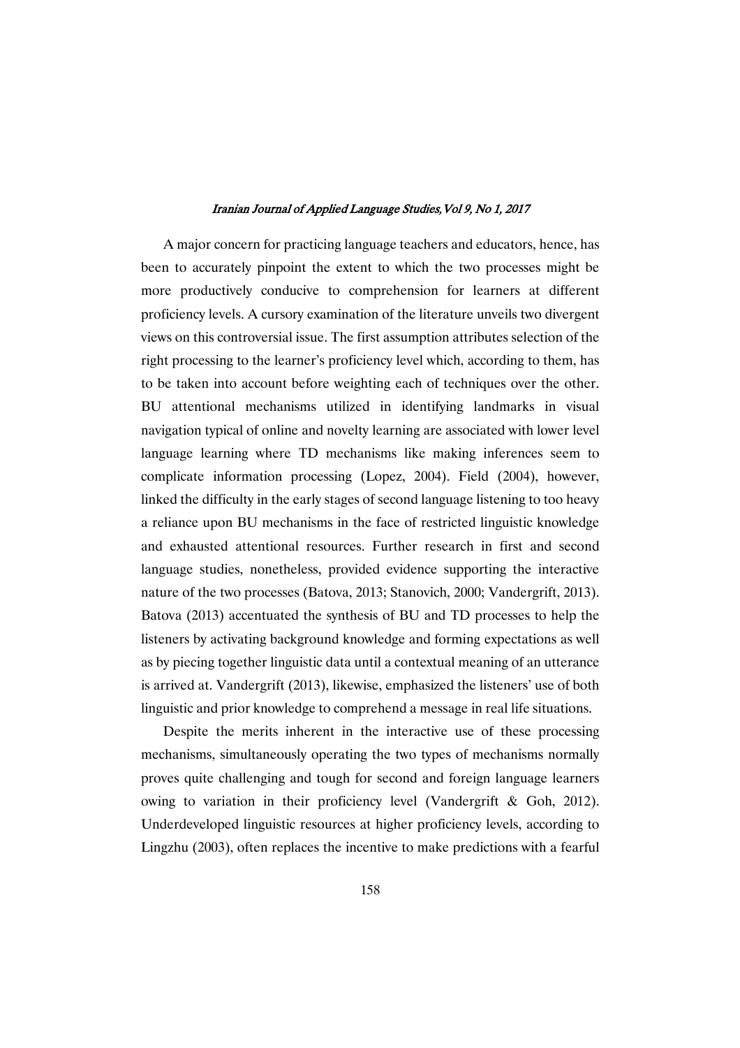A major concern for practicing language teachers and educators, hence, has been to accurately pinpoint the extent to which the two processes might be more productively conducive to comprehension for learners at different proficiency levels. A cursory examination of the literature unveils two divergent views on this controversial issue. The first assumption attributes selection of the right processing to the learner's proficiency level which, according to them, has to be taken into account before weighting each of techniques over the other. BU attentional mechanisms utilized in identifying landmarks in visual navigation typical of online and novelty learning are associated with lower level language learning where TD mechanisms like making inferences seem to complicate information processing (Lopez, 2004). Field (2004), however, linked the difficulty in the early stages of second language listening to too heavy a reliance upon BU mechanisms in the face of restricted linguistic knowledge and exhausted attentional resources. Further research in first and second language studies, nonetheless, provided evidence supporting the interactive nature of the two processes (Batova, 2013; Stanovich, 2000; Vandergrift, 2013). Batova (2013) accentuated the synthesis of BU and TD processes to help the listeners by activating background knowledge and forming expectations as well as by piecing together linguistic data until a contextual meaning of an utterance is arrived at. Vandergrift (2013), likewise, emphasized the listeners' use of both linguistic and prior knowledge to comprehend a message in real life situations.

Despite the merits inherent in the interactive use of these processing mechanisms, simultaneously operating the two types of mechanisms normally proves quite challenging and tough for second and foreign language learners owing to variation in their proficiency level (Vandergrift & Goh, 2012). Underdeveloped linguistic resources at higher proficiency levels, according to Lingzhu (2003), often replaces the incentive to make predictions with a fearful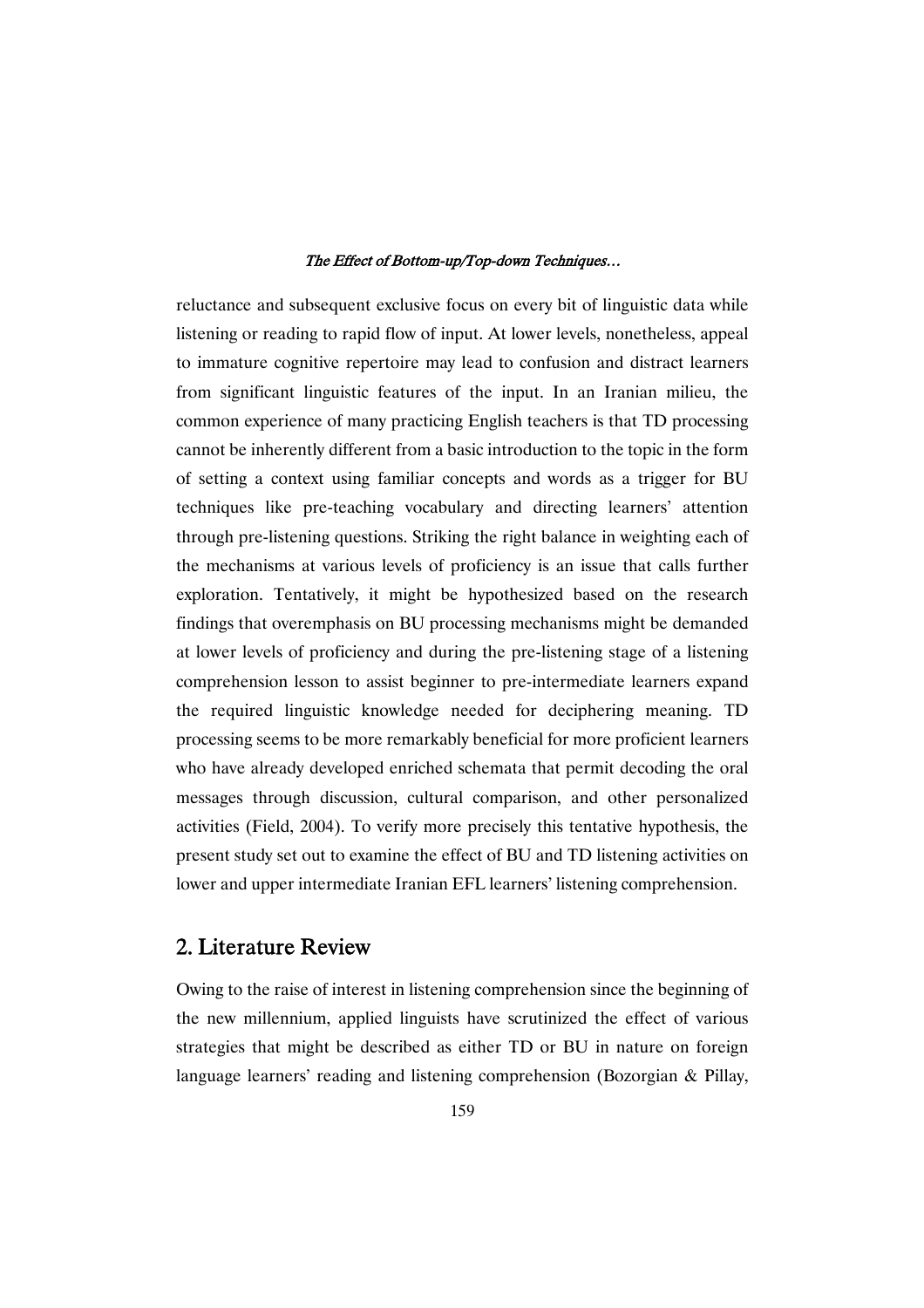reluctance and subsequent exclusive focus on every bit of linguistic data while listening or reading to rapid flow of input. At lower levels, nonetheless, appeal to immature cognitive repertoire may lead to confusion and distract learners from significant linguistic features of the input. In an Iranian milieu, the common experience of many practicing English teachers is that TD processing cannot be inherently different from a basic introduction to the topic in the form of setting a context using familiar concepts and words as a trigger for BU techniques like pre-teaching vocabulary and directing learners' attention through pre-listening questions. Striking the right balance in weighting each of the mechanisms at various levels of proficiency is an issue that calls further exploration. Tentatively, it might be hypothesized based on the research findings that overemphasis on BU processing mechanisms might be demanded at lower levels of proficiency and during the pre-listening stage of a listening comprehension lesson to assist beginner to pre-intermediate learners expand the required linguistic knowledge needed for deciphering meaning. TD processing seems to be more remarkably beneficial for more proficient learners who have already developed enriched schemata that permit decoding the oral messages through discussion, cultural comparison, and other personalized activities (Field, 2004). To verify more precisely this tentative hypothesis, the present study set out to examine the effect of BU and TD listening activities on lower and upper intermediate Iranian EFL learners' listening comprehension.

## 2. Literature Review

Owing to the raise of interest in listening comprehension since the beginning of the new millennium, applied linguists have scrutinized the effect of various strategies that might be described as either TD or BU in nature on foreign language learners' reading and listening comprehension (Bozorgian & Pillay,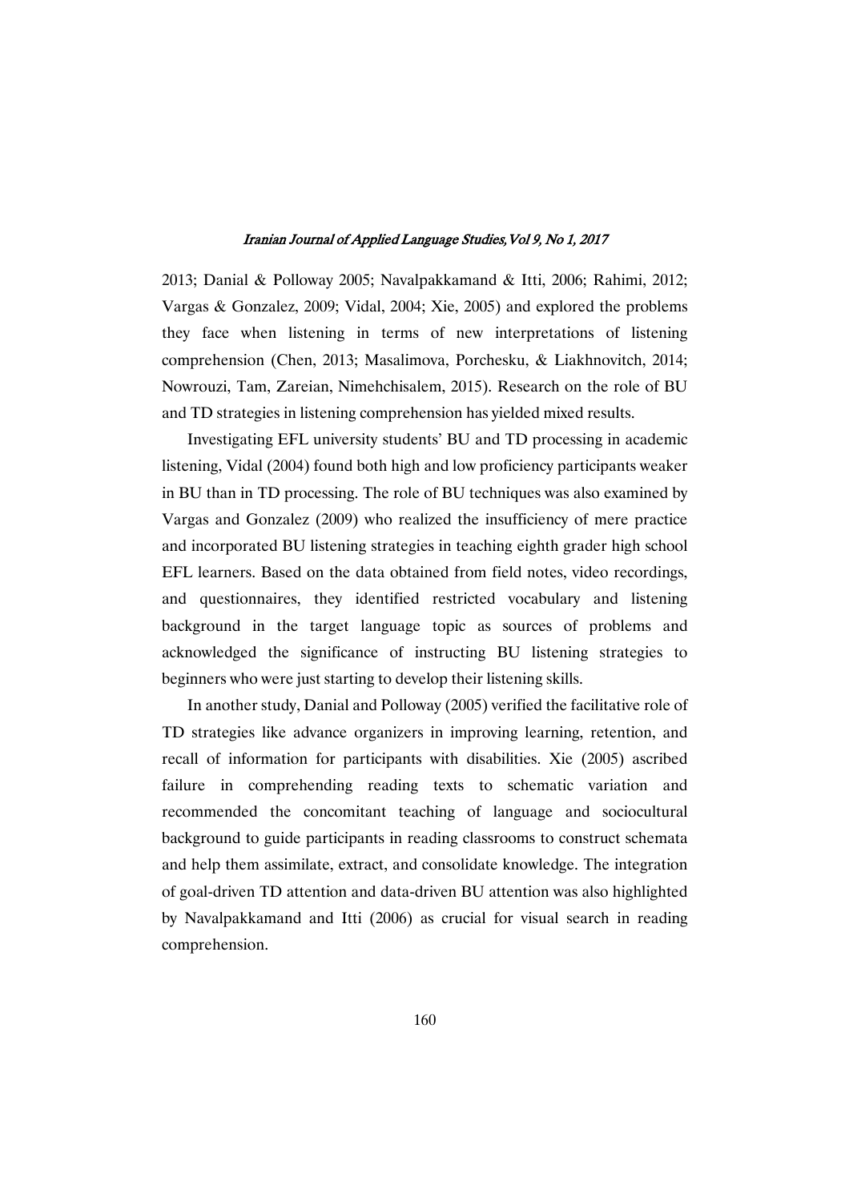2013; Danial & Polloway 2005; Navalpakkamand & Itti, 2006; Rahimi, 2012; Vargas & Gonzalez, 2009; Vidal, 2004; Xie, 2005) and explored the problems they face when listening in terms of new interpretations of listening comprehension (Chen, 2013; Masalimova, Porchesku, & Liakhnovitch, 2014; Nowrouzi, Tam, Zareian, Nimehchisalem, 2015). Research on the role of BU and TD strategies in listening comprehension has yielded mixed results.

Investigating EFL university students' BU and TD processing in academic listening, Vidal (2004) found both high and low proficiency participants weaker in BU than in TD processing. The role of BU techniques was also examined by Vargas and Gonzalez (2009) who realized the insufficiency of mere practice and incorporated BU listening strategies in teaching eighth grader high school EFL learners. Based on the data obtained from field notes, video recordings, and questionnaires, they identified restricted vocabulary and listening background in the target language topic as sources of problems and acknowledged the significance of instructing BU listening strategies to beginners who were just starting to develop their listening skills.

In another study, Danial and Polloway (2005) verified the facilitative role of TD strategies like advance organizers in improving learning, retention, and recall of information for participants with disabilities. Xie (2005) ascribed failure in comprehending reading texts to schematic variation and recommended the concomitant teaching of language and sociocultural background to guide participants in reading classrooms to construct schemata and help them assimilate, extract, and consolidate knowledge. The integration of goal-driven TD attention and data-driven BU attention was also highlighted by Navalpakkamand and Itti (2006) as crucial for visual search in reading comprehension.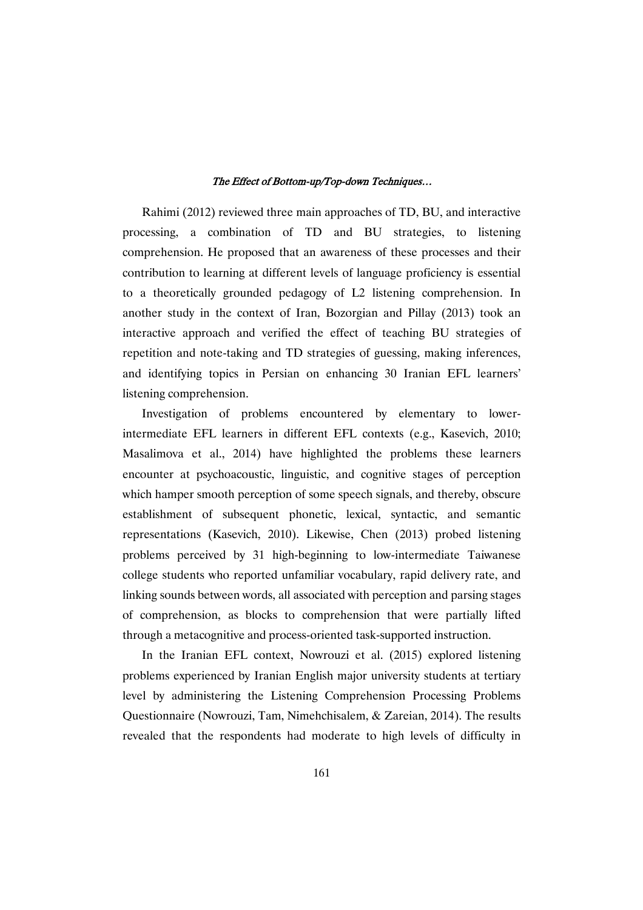Rahimi (2012) reviewed three main approaches of TD, BU, and interactive processing, a combination of TD and BU strategies, to listening comprehension. He proposed that an awareness of these processes and their contribution to learning at different levels of language proficiency is essential to a theoretically grounded pedagogy of L2 listening comprehension. In another study in the context of Iran, Bozorgian and Pillay (2013) took an interactive approach and verified the effect of teaching BU strategies of repetition and note-taking and TD strategies of guessing, making inferences, and identifying topics in Persian on enhancing 30 Iranian EFL learners' listening comprehension.

Investigation of problems encountered by elementary to lower-intermediate EFL learners in different EFL contexts (e.g., Kasevich, 2010; Masalimova et al., 2014) have highlighted the problems these learners encounter at psychoacoustic, linguistic, and cognitive stages of perception which hamper smooth perception of some speech signals, and thereby, obscure establishment of subsequent phonetic, lexical, syntactic, and semantic representations (Kasevich, 2010). Likewise, Chen (2013) probed listening problems perceived by 31 high-beginning to low-intermediate Taiwanese college students who reported unfamiliar vocabulary, rapid delivery rate, and linking sounds between words, all associated with perception and parsing stages of comprehension, as blocks to comprehension that were partially lifted through a metacognitive and process-oriented task-supported instruction.

In the Iranian EFL context, Nowrouzi et al. (2015) explored listening problems experienced by Iranian English major university students at tertiary level by administering the Listening Comprehension Processing Problems Questionnaire (Nowrouzi, Tam, Nimehchisalem, & Zareian, 2014). The results revealed that the respondents had moderate to high levels of difficulty in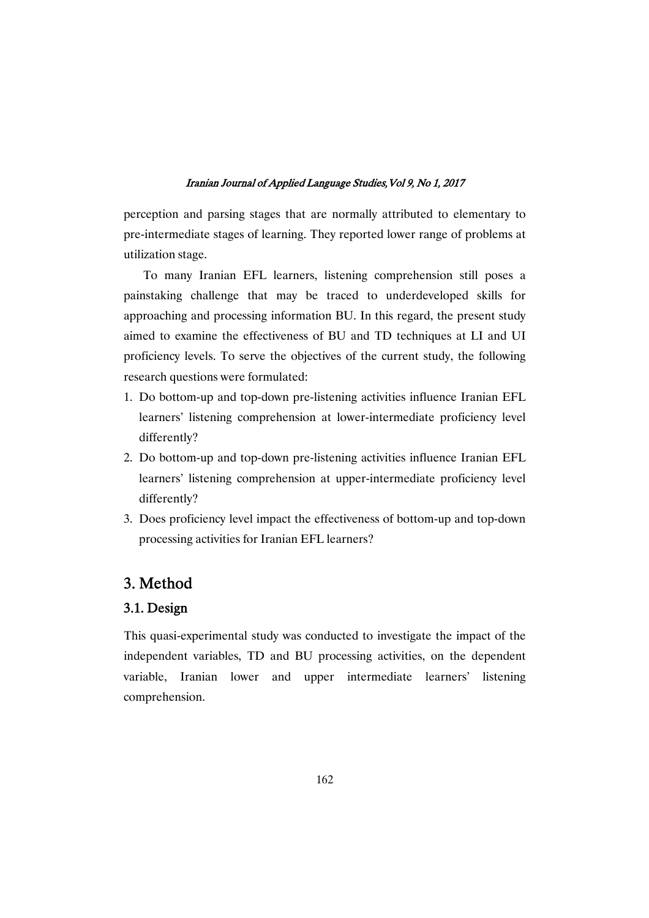perception and parsing stages that are normally attributed to elementary to pre-intermediate stages of learning. They reported lower range of problems at utilization stage.

To many Iranian EFL learners, listening comprehension still poses a painstaking challenge that may be traced to underdeveloped skills for approaching and processing information BU. In this regard, the present study aimed to examine the effectiveness of BU and TD techniques at LI and UI proficiency levels. To serve the objectives of the current study, the following research questions were formulated:

1. Do bottom-up and top-down pre-listening activities influence Iranian EFL learners' listening comprehension at lower-intermediate proficiency level differently?
2. Do bottom-up and top-down pre-listening activities influence Iranian EFL learners' listening comprehension at upper-intermediate proficiency level differently?
3. Does proficiency level impact the effectiveness of bottom-up and top-down processing activities for Iranian EFL learners?

## 3. Method

### 3.1. Design

This quasi-experimental study was conducted to investigate the impact of the independent variables, TD and BU processing activities, on the dependent variable, Iranian lower and upper intermediate learners' listening comprehension.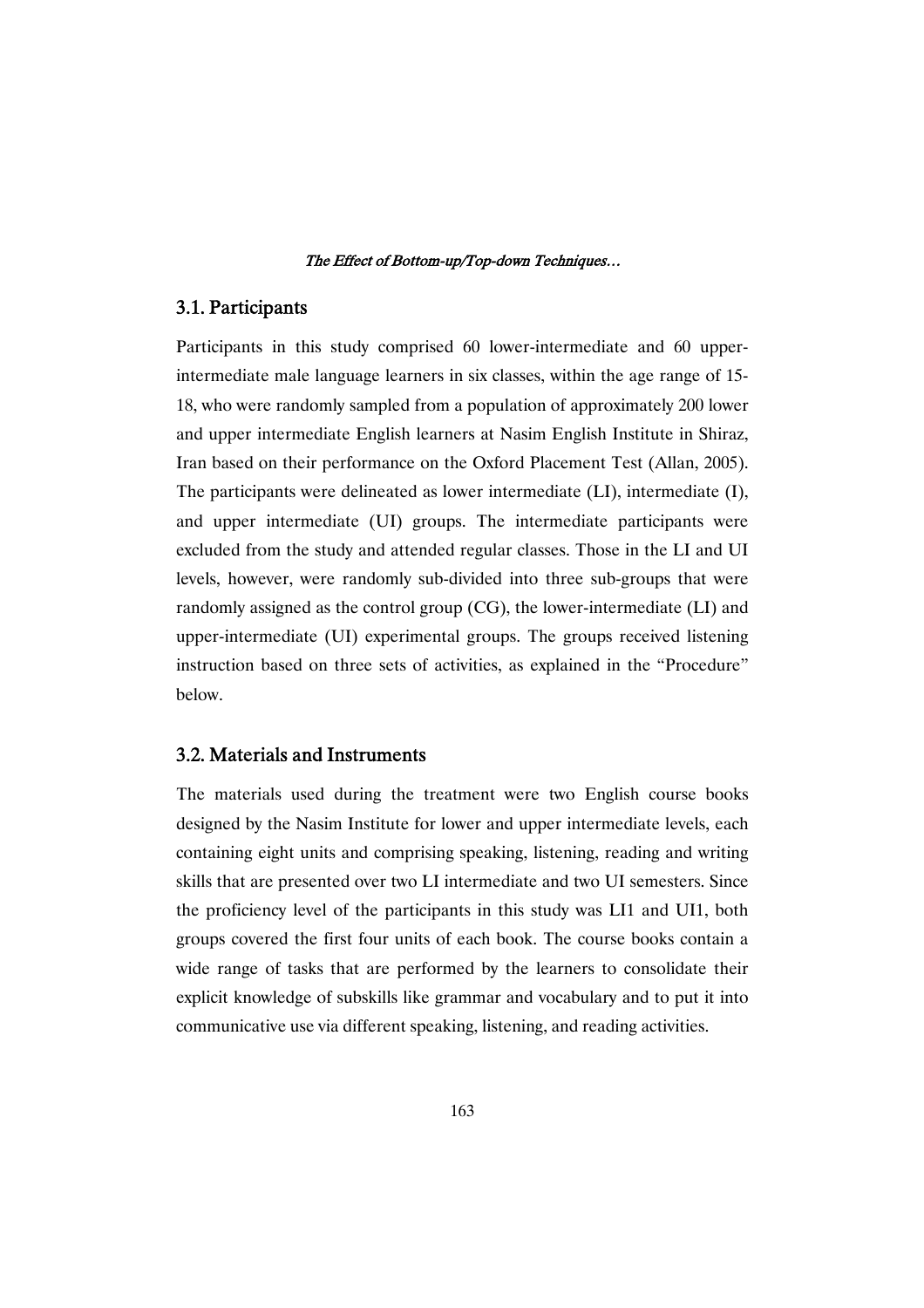## 3.1. Participants

Participants in this study comprised 60 lower-intermediate and 60 upper-intermediate male language learners in six classes, within the age range of 15-18, who were randomly sampled from a population of approximately 200 lower and upper intermediate English learners at Nasim English Institute in Shiraz, Iran based on their performance on the Oxford Placement Test (Allan, 2005). The participants were delineated as lower intermediate (LI), intermediate (I), and upper intermediate (UI) groups. The intermediate participants were excluded from the study and attended regular classes. Those in the LI and UI levels, however, were randomly sub-divided into three sub-groups that were randomly assigned as the control group (CG), the lower-intermediate (LI) and upper-intermediate (UI) experimental groups. The groups received listening instruction based on three sets of activities, as explained in the "Procedure" below.

## 3.2. Materials and Instruments

The materials used during the treatment were two English course books designed by the Nasim Institute for lower and upper intermediate levels, each containing eight units and comprising speaking, listening, reading and writing skills that are presented over two LI intermediate and two UI semesters. Since the proficiency level of the participants in this study was LI1 and UI1, both groups covered the first four units of each book. The course books contain a wide range of tasks that are performed by the learners to consolidate their explicit knowledge of subskills like grammar and vocabulary and to put it into communicative use via different speaking, listening, and reading activities.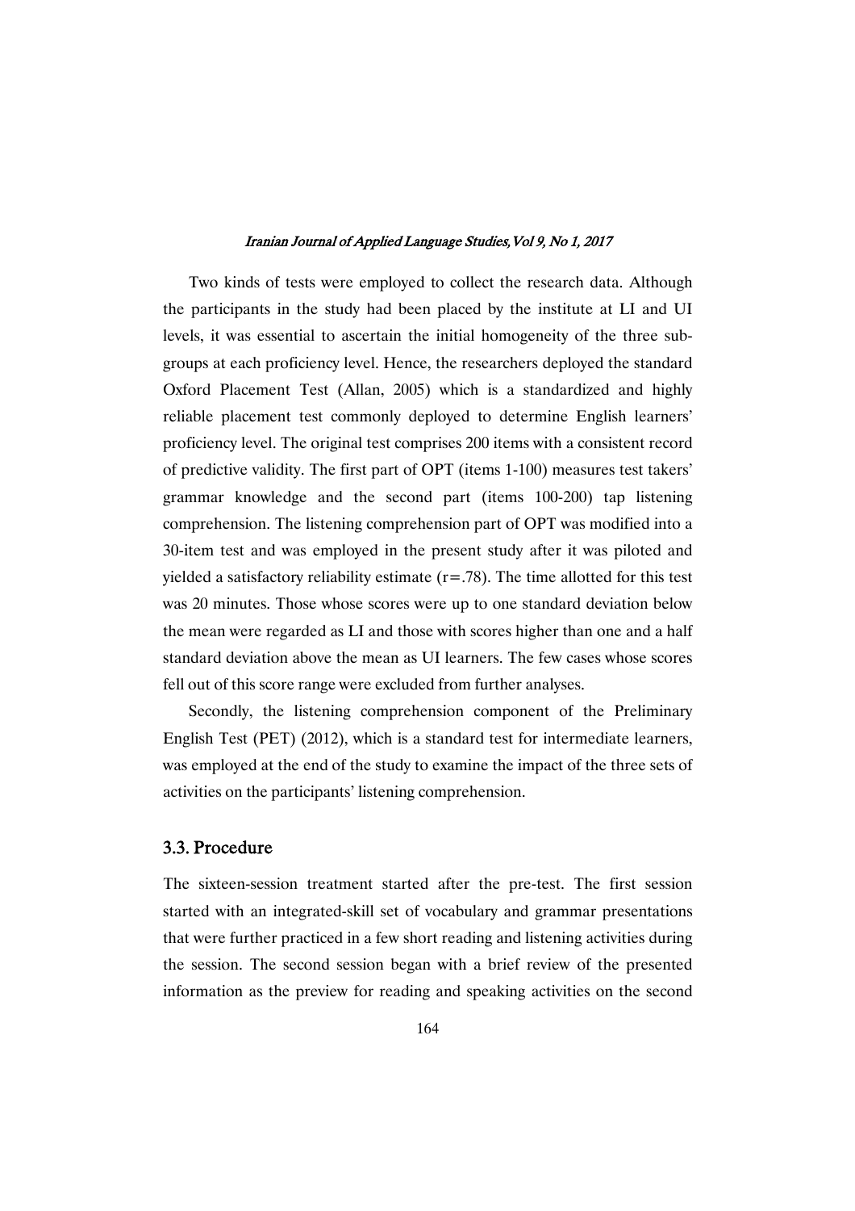Two kinds of tests were employed to collect the research data. Although the participants in the study had been placed by the institute at LI and UI levels, it was essential to ascertain the initial homogeneity of the three sub-groups at each proficiency level. Hence, the researchers deployed the standard Oxford Placement Test (Allan, 2005) which is a standardized and highly reliable placement test commonly deployed to determine English learners' proficiency level. The original test comprises 200 items with a consistent record of predictive validity. The first part of OPT (items 1-100) measures test takers' grammar knowledge and the second part (items 100-200) tap listening comprehension. The listening comprehension part of OPT was modified into a 30-item test and was employed in the present study after it was piloted and yielded a satisfactory reliability estimate ($r=.78$). The time allotted for this test was 20 minutes. Those whose scores were up to one standard deviation below the mean were regarded as LI and those with scores higher than one and a half standard deviation above the mean as UI learners. The few cases whose scores fell out of this score range were excluded from further analyses.

Secondly, the listening comprehension component of the Preliminary English Test (PET) (2012), which is a standard test for intermediate learners, was employed at the end of the study to examine the impact of the three sets of activities on the participants' listening comprehension.

### 3.3. Procedure

The sixteen-session treatment started after the pre-test. The first session started with an integrated-skill set of vocabulary and grammar presentations that were further practiced in a few short reading and listening activities during the session. The second session began with a brief review of the presented information as the preview for reading and speaking activities on the second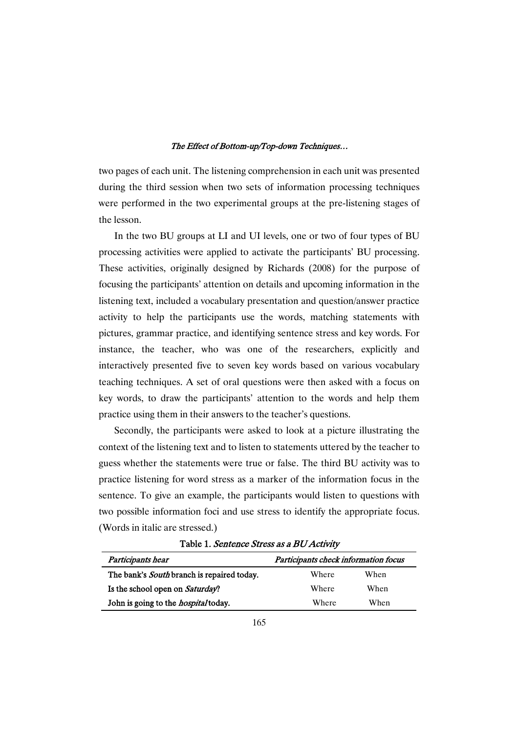two pages of each unit. The listening comprehension in each unit was presented during the third session when two sets of information processing techniques were performed in the two experimental groups at the pre-listening stages of the lesson.

In the two BU groups at LI and UI levels, one or two of four types of BU processing activities were applied to activate the participants' BU processing. These activities, originally designed by Richards (2008) for the purpose of focusing the participants' attention on details and upcoming information in the listening text, included a vocabulary presentation and question/answer practice activity to help the participants use the words, matching statements with pictures, grammar practice, and identifying sentence stress and key words. For instance, the teacher, who was one of the researchers, explicitly and interactively presented five to seven key words based on various vocabulary teaching techniques. A set of oral questions were then asked with a focus on key words, to draw the participants' attention to the words and help them practice using them in their answers to the teacher's questions.

Secondly, the participants were asked to look at a picture illustrating the context of the listening text and to listen to statements uttered by the teacher to guess whether the statements were true or false. The third BU activity was to practice listening for word stress as a marker of the information focus in the sentence. To give an example, the participants would listen to questions with two possible information foci and use stress to identify the appropriate focus. (Words in italic are stressed.)

**Table 1.** *Sentence Stress as a BU Activity*

| *Participants hear* | *Participants check information focus* | |
|---|---|---|
| **The bank's *South* branch is repaired today.** | Where | When |
| **Is the school open on *Saturday*?** | Where | When |
| **John is going to the *hospital* today.** | Where | When |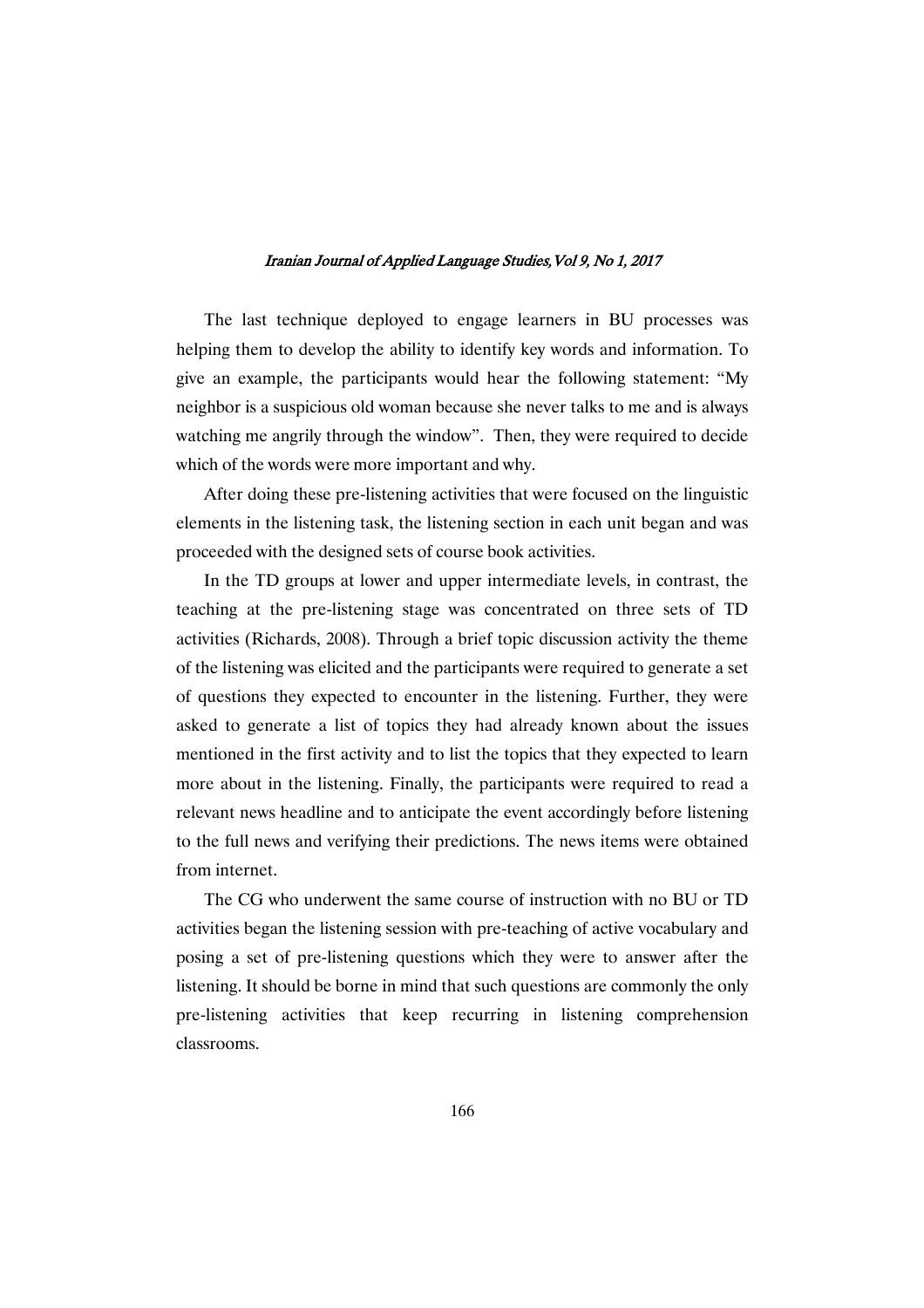The last technique deployed to engage learners in BU processes was helping them to develop the ability to identify key words and information. To give an example, the participants would hear the following statement: "My neighbor is a suspicious old woman because she never talks to me and is always watching me angrily through the window". Then, they were required to decide which of the words were more important and why.

After doing these pre-listening activities that were focused on the linguistic elements in the listening task, the listening section in each unit began and was proceeded with the designed sets of course book activities.

In the TD groups at lower and upper intermediate levels, in contrast, the teaching at the pre-listening stage was concentrated on three sets of TD activities (Richards, 2008). Through a brief topic discussion activity the theme of the listening was elicited and the participants were required to generate a set of questions they expected to encounter in the listening. Further, they were asked to generate a list of topics they had already known about the issues mentioned in the first activity and to list the topics that they expected to learn more about in the listening. Finally, the participants were required to read a relevant news headline and to anticipate the event accordingly before listening to the full news and verifying their predictions. The news items were obtained from internet.

The CG who underwent the same course of instruction with no BU or TD activities began the listening session with pre-teaching of active vocabulary and posing a set of pre-listening questions which they were to answer after the listening. It should be borne in mind that such questions are commonly the only pre-listening activities that keep recurring in listening comprehension classrooms.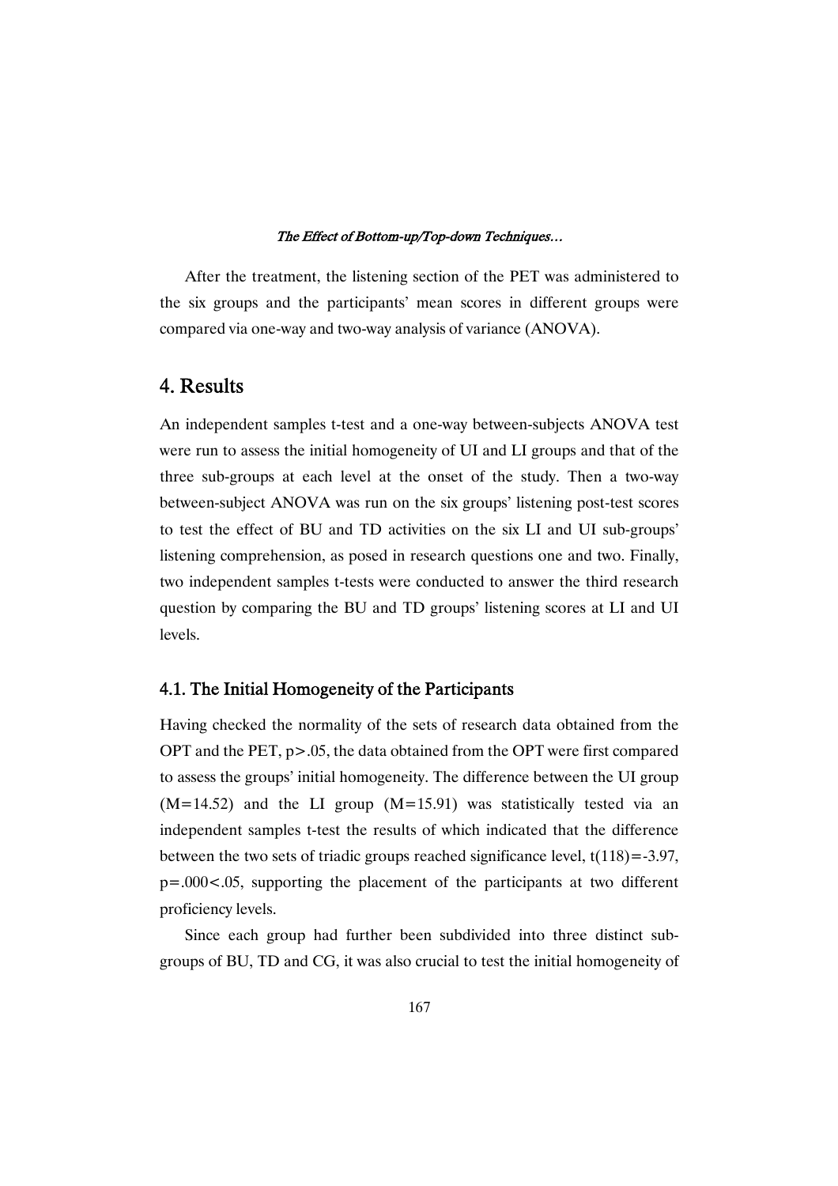After the treatment, the listening section of the PET was administered to the six groups and the participants' mean scores in different groups were compared via one-way and two-way analysis of variance (ANOVA).

## 4. Results

An independent samples t-test and a one-way between-subjects ANOVA test were run to assess the initial homogeneity of UI and LI groups and that of the three sub-groups at each level at the onset of the study. Then a two-way between-subject ANOVA was run on the six groups' listening post-test scores to test the effect of BU and TD activities on the six LI and UI sub-groups' listening comprehension, as posed in research questions one and two. Finally, two independent samples t-tests were conducted to answer the third research question by comparing the BU and TD groups' listening scores at LI and UI levels.

### 4.1. The Initial Homogeneity of the Participants

Having checked the normality of the sets of research data obtained from the OPT and the PET, $p > .05$, the data obtained from the OPT were first compared to assess the groups' initial homogeneity. The difference between the UI group ($M = 14.52$) and the LI group ($M = 15.91$) was statistically tested via an independent samples t-test the results of which indicated that the difference between the two sets of triadic groups reached significance level, $t(118) = -3.97$, $p = .000 < .05$, supporting the placement of the participants at two different proficiency levels.

Since each group had further been subdivided into three distinct sub-groups of BU, TD and CG, it was also crucial to test the initial homogeneity of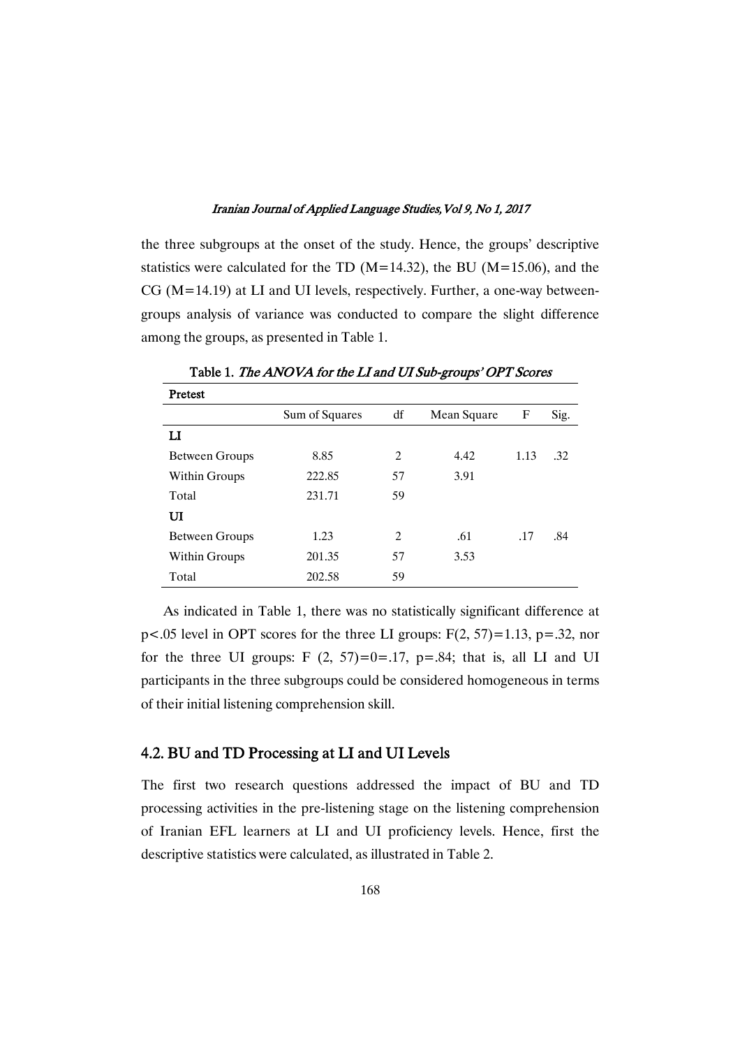the three subgroups at the onset of the study. Hence, the groups' descriptive statistics were calculated for the TD (M=14.32), the BU (M=15.06), and the CG (M=14.19) at LI and UI levels, respectively. Further, a one-way between-groups analysis of variance was conducted to compare the slight difference among the groups, as presented in Table 1.

**Table 1.** *The ANOVA for the LI and UI Sub-groups' OPT Scores*

| **Pretest** | | | | | |
|---|---|---|---|---|---|
| | Sum of Squares | df | Mean Square | F | Sig. |
| **LI** | | | | | |
| Between Groups | 8.85 | 2 | 4.42 | 1.13 | .32 |
| Within Groups | 222.85 | 57 | 3.91 | | |
| Total | 231.71 | 59 | | | |
| **UI** | | | | | |
| Between Groups | 1.23 | 2 | .61 | .17 | .84 |
| Within Groups | 201.35 | 57 | 3.53 | | |
| Total | 202.58 | 59 | | | |

As indicated in Table 1, there was no statistically significant difference at $p<.05$ level in OPT scores for the three LI groups: $F(2, 57)=1.13$, $p=.32$, nor for the three UI groups: $F(2, 57)=0=.17$, $p=.84$; that is, all LI and UI participants in the three subgroups could be considered homogeneous in terms of their initial listening comprehension skill.

## 4.2. BU and TD Processing at LI and UI Levels

The first two research questions addressed the impact of BU and TD processing activities in the pre-listening stage on the listening comprehension of Iranian EFL learners at LI and UI proficiency levels. Hence, first the descriptive statistics were calculated, as illustrated in Table 2.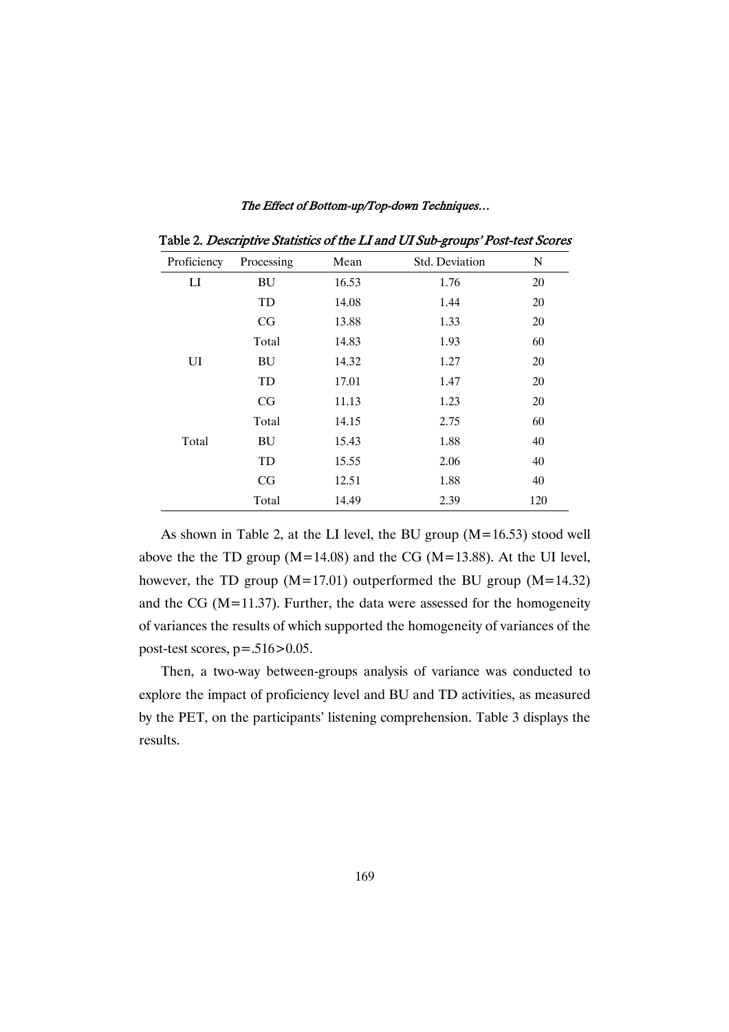Table 2. *Descriptive Statistics of the LI and UI Sub-groups' Post-test Scores*

| Proficiency | Processing | Mean | Std. Deviation | N |
|---|---|---|---|---|
| LI | BU | 16.53 | 1.76 | 20 |
| | TD | 14.08 | 1.44 | 20 |
| | CG | 13.88 | 1.33 | 20 |
| | Total | 14.83 | 1.93 | 60 |
| UI | BU | 14.32 | 1.27 | 20 |
| | TD | 17.01 | 1.47 | 20 |
| | CG | 11.13 | 1.23 | 20 |
| | Total | 14.15 | 2.75 | 60 |
| Total | BU | 15.43 | 1.88 | 40 |
| | TD | 15.55 | 2.06 | 40 |
| | CG | 12.51 | 1.88 | 40 |
| | Total | 14.49 | 2.39 | 120 |

As shown in Table 2, at the LI level, the BU group (M=16.53) stood well above the the TD group (M=14.08) and the CG (M=13.88). At the UI level, however, the TD group (M=17.01) outperformed the BU group (M=14.32) and the CG (M=11.37). Further, the data were assessed for the homogeneity of variances the results of which supported the homogeneity of variances of the post-test scores, $p=.516>0.05$.

Then, a two-way between-groups analysis of variance was conducted to explore the impact of proficiency level and BU and TD activities, as measured by the PET, on the participants' listening comprehension. Table 3 displays the results.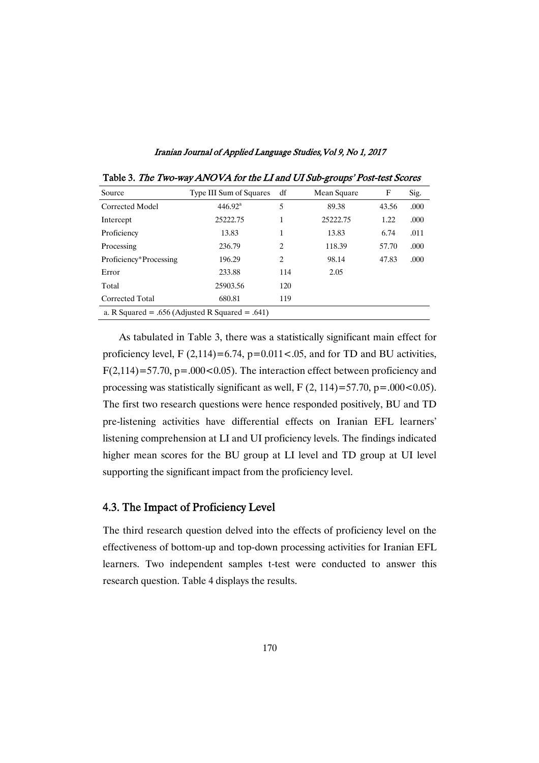Table 3. *The Two-way ANOVA for the LI and UI Sub-groups' Post-test Scores*

| Source | Type III Sum of Squares | df | Mean Square | F | Sig. |
|---|---|---|---|---|---|
| Corrected Model | 446.92[a] | 5 | 89.38 | 43.56 | .000 |
| Intercept | 25222.75 | 1 | 25222.75 | 1.22 | .000 |
| Proficiency | 13.83 | 1 | 13.83 | 6.74 | .011 |
| Processing | 236.79 | 2 | 118.39 | 57.70 | .000 |
| Proficiency*Processing | 196.29 | 2 | 98.14 | 47.83 | .000 |
| Error | 233.88 | 114 | 2.05 | | |
| Total | 25903.56 | 120 | | | |
| Corrected Total | 680.81 | 119 | | | |

a. R Squared = .656 (Adjusted R Squared = .641)

As tabulated in Table 3, there was a statistically significant main effect for proficiency level, $F(2,114)=6.74$, $p=0.011<.05$, and for TD and BU activities, $F(2,114)=57.70$, $p=.000<0.05$). The interaction effect between proficiency and processing was statistically significant as well, $F(2, 114)=57.70$, $p=.000<0.05$). The first two research questions were hence responded positively, BU and TD pre-listening activities have differential effects on Iranian EFL learners' listening comprehension at LI and UI proficiency levels. The findings indicated higher mean scores for the BU group at LI level and TD group at UI level supporting the significant impact from the proficiency level.

## 4.3. The Impact of Proficiency Level

The third research question delved into the effects of proficiency level on the effectiveness of bottom-up and top-down processing activities for Iranian EFL learners. Two independent samples t-test were conducted to answer this research question. Table 4 displays the results.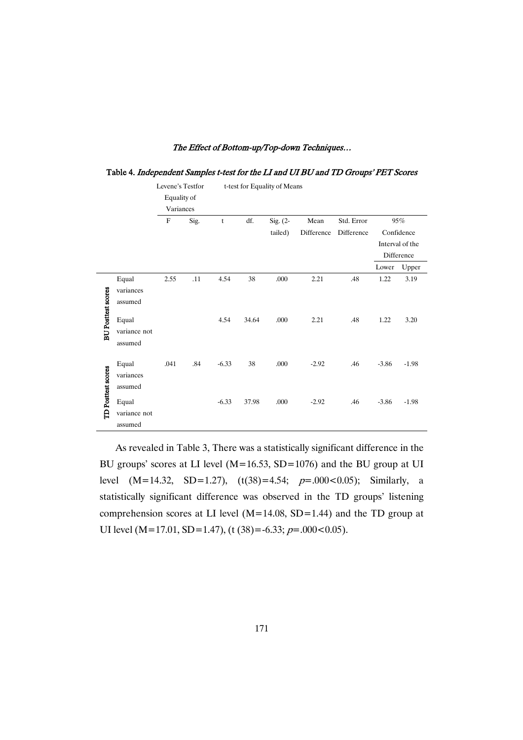**Table 4.** *Independent Samples t-test for the LI and UI BU and TD Groups' PET Scores*

| | | Levene's Test for Equality of Variances | | t-test for Equality of Means | | | | | | |
|---|---|---|---|---|---|---|---|---|---|---|
| | | F | Sig. | t | df. | Sig. (2-tailed) | Mean Difference | Std. Error Difference | 95% Confidence Interval of the Difference | |
| | | | | | | | | | Lower | Upper |
| BU Posttest scores | Equal variances assumed | 2.55 | .11 | 4.54 | 38 | .000 | 2.21 | .48 | 1.22 | 3.19 |
| | Equal variance not assumed | | | 4.54 | 34.64 | .000 | 2.21 | .48 | 1.22 | 3.20 |
| TD Posttest scores | Equal variances assumed | .041 | .84 | -6.33 | 38 | .000 | -2.92 | .46 | -3.86 | -1.98 |
| | Equal variance not assumed | | | -6.33 | 37.98 | .000 | -2.92 | .46 | -3.86 | -1.98 |

As revealed in Table 3, There was a statistically significant difference in the BU groups' scores at LI level (M=16.53, SD=1076) and the BU group at UI level (M=14.32, SD=1.27), ($t(38)=4.54$; $p=.000<0.05$); Similarly, a statistically significant difference was observed in the TD groups' listening comprehension scores at LI level (M=14.08, SD=1.44) and the TD group at UI level (M=17.01, SD=1.47), ($t(38)=-6.33$; $p=.000<0.05$).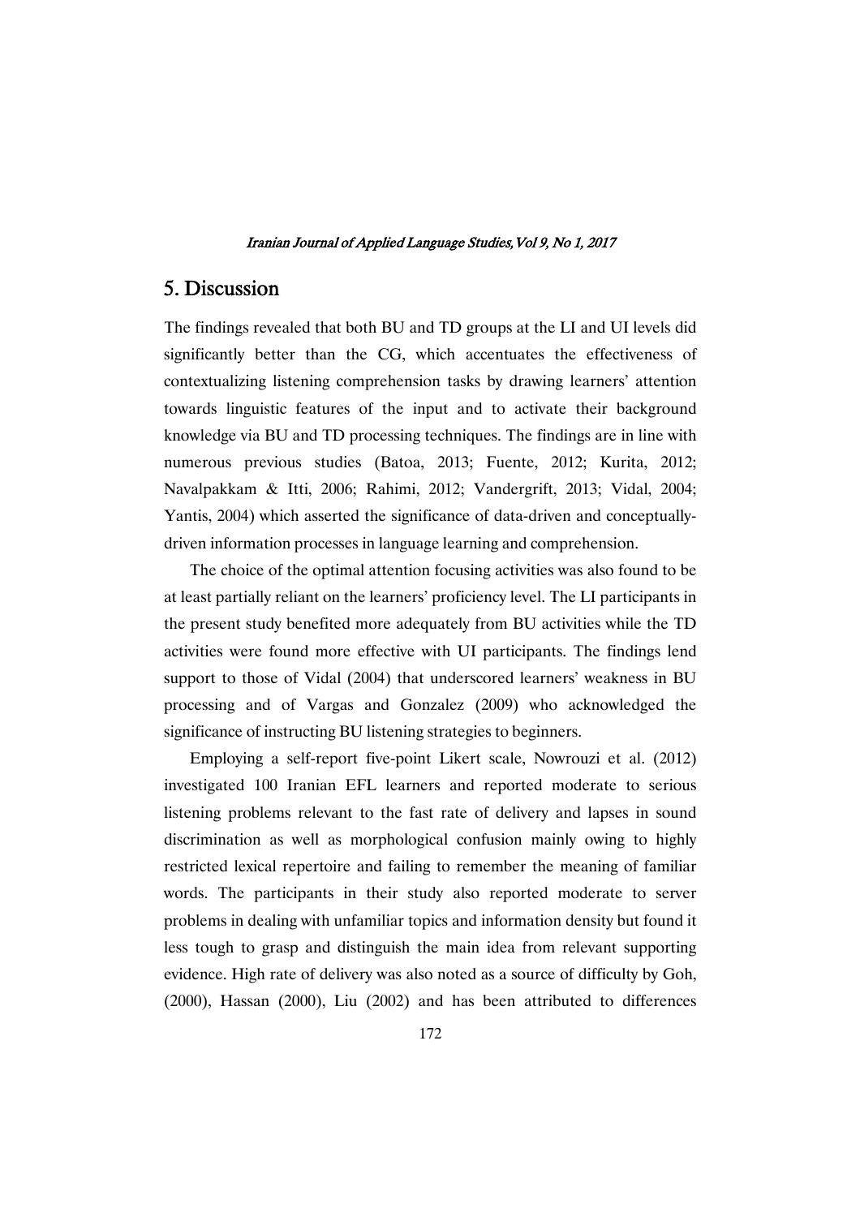## 5. Discussion

The findings revealed that both BU and TD groups at the LI and UI levels did significantly better than the CG, which accentuates the effectiveness of contextualizing listening comprehension tasks by drawing learners' attention towards linguistic features of the input and to activate their background knowledge via BU and TD processing techniques. The findings are in line with numerous previous studies (Batoa, 2013; Fuente, 2012; Kurita, 2012; Navalpakkam & Itti, 2006; Rahimi, 2012; Vandergrift, 2013; Vidal, 2004; Yantis, 2004) which asserted the significance of data-driven and conceptually-driven information processes in language learning and comprehension.

The choice of the optimal attention focusing activities was also found to be at least partially reliant on the learners' proficiency level. The LI participants in the present study benefited more adequately from BU activities while the TD activities were found more effective with UI participants. The findings lend support to those of Vidal (2004) that underscored learners' weakness in BU processing and of Vargas and Gonzalez (2009) who acknowledged the significance of instructing BU listening strategies to beginners.

Employing a self-report five-point Likert scale, Nowrouzi et al. (2012) investigated 100 Iranian EFL learners and reported moderate to serious listening problems relevant to the fast rate of delivery and lapses in sound discrimination as well as morphological confusion mainly owing to highly restricted lexical repertoire and failing to remember the meaning of familiar words. The participants in their study also reported moderate to server problems in dealing with unfamiliar topics and information density but found it less tough to grasp and distinguish the main idea from relevant supporting evidence. High rate of delivery was also noted as a source of difficulty by Goh, (2000), Hassan (2000), Liu (2002) and has been attributed to differences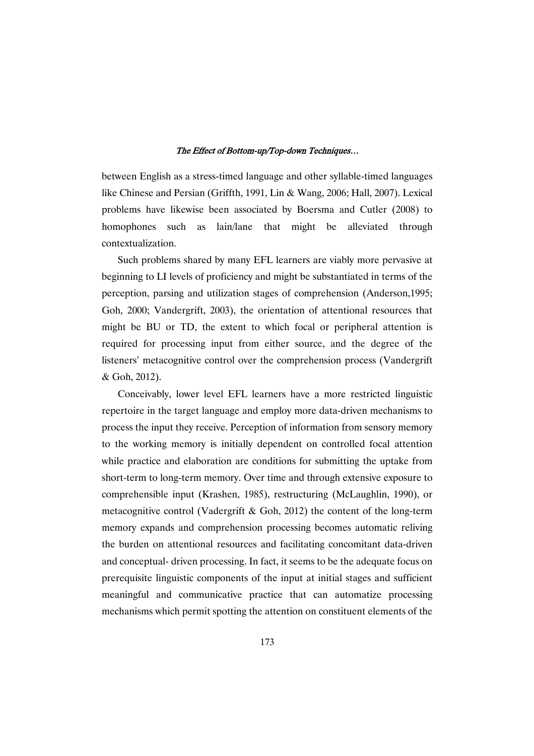between English as a stress-timed language and other syllable-timed languages like Chinese and Persian (Griffth, 1991, Lin & Wang, 2006; Hall, 2007). Lexical problems have likewise been associated by Boersma and Cutler (2008) to homophones such as lain/lane that might be alleviated through contextualization.

Such problems shared by many EFL learners are viably more pervasive at beginning to LI levels of proficiency and might be substantiated in terms of the perception, parsing and utilization stages of comprehension (Anderson,1995; Goh, 2000; Vandergrift, 2003), the orientation of attentional resources that might be BU or TD, the extent to which focal or peripheral attention is required for processing input from either source, and the degree of the listeners' metacognitive control over the comprehension process (Vandergrift & Goh, 2012).

Conceivably, lower level EFL learners have a more restricted linguistic repertoire in the target language and employ more data-driven mechanisms to process the input they receive. Perception of information from sensory memory to the working memory is initially dependent on controlled focal attention while practice and elaboration are conditions for submitting the uptake from short-term to long-term memory. Over time and through extensive exposure to comprehensible input (Krashen, 1985), restructuring (McLaughlin, 1990), or metacognitive control (Vadergrift & Goh, 2012) the content of the long-term memory expands and comprehension processing becomes automatic reliving the burden on attentional resources and facilitating concomitant data-driven and conceptual- driven processing. In fact, it seems to be the adequate focus on prerequisite linguistic components of the input at initial stages and sufficient meaningful and communicative practice that can automatize processing mechanisms which permit spotting the attention on constituent elements of the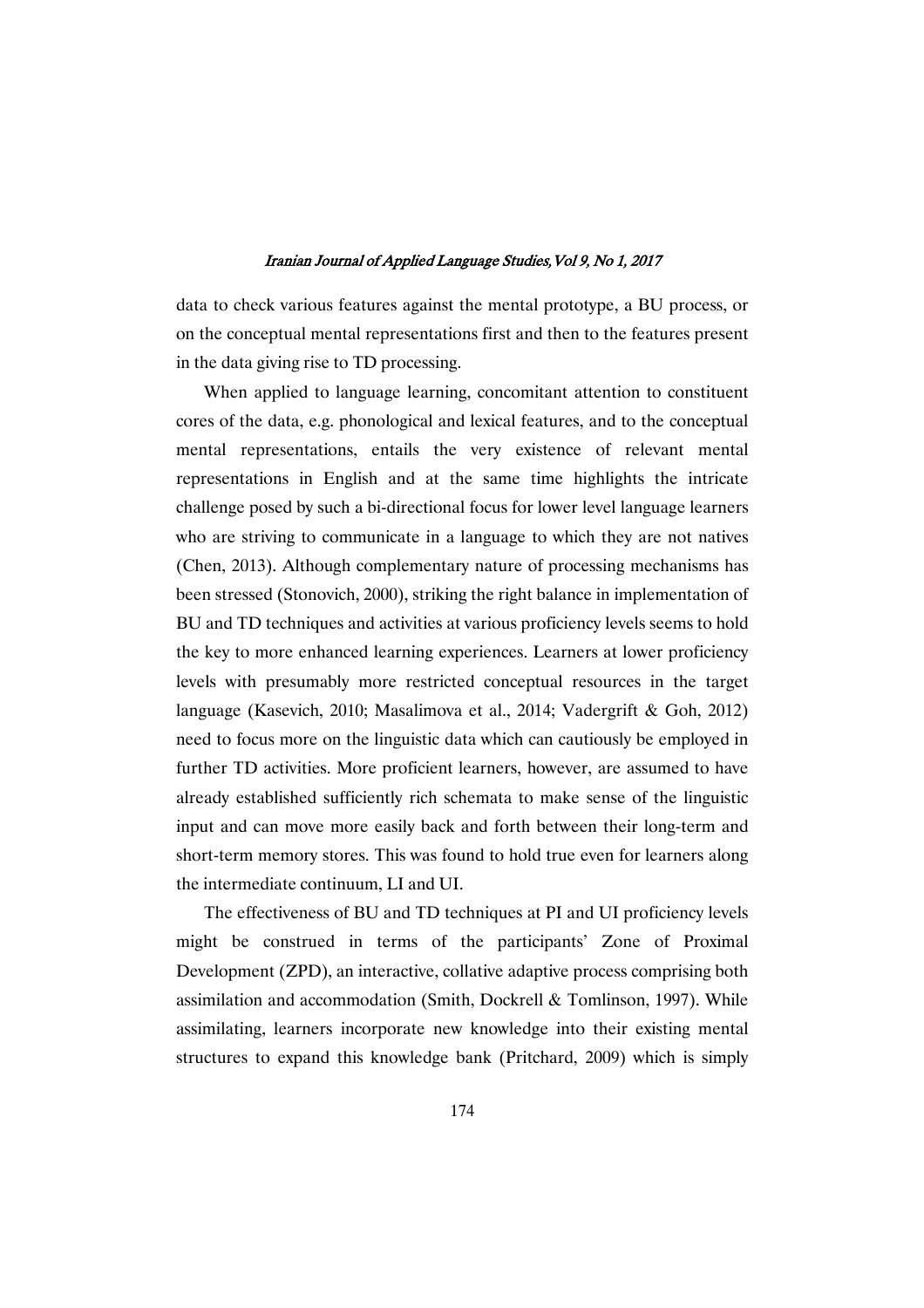data to check various features against the mental prototype, a BU process, or on the conceptual mental representations first and then to the features present in the data giving rise to TD processing.

When applied to language learning, concomitant attention to constituent cores of the data, e.g. phonological and lexical features, and to the conceptual mental representations, entails the very existence of relevant mental representations in English and at the same time highlights the intricate challenge posed by such a bi-directional focus for lower level language learners who are striving to communicate in a language to which they are not natives (Chen, 2013). Although complementary nature of processing mechanisms has been stressed (Stonovich, 2000), striking the right balance in implementation of BU and TD techniques and activities at various proficiency levels seems to hold the key to more enhanced learning experiences. Learners at lower proficiency levels with presumably more restricted conceptual resources in the target language (Kasevich, 2010; Masalimova et al., 2014; Vadergrift & Goh, 2012) need to focus more on the linguistic data which can cautiously be employed in further TD activities. More proficient learners, however, are assumed to have already established sufficiently rich schemata to make sense of the linguistic input and can move more easily back and forth between their long-term and short-term memory stores. This was found to hold true even for learners along the intermediate continuum, LI and UI.

The effectiveness of BU and TD techniques at PI and UI proficiency levels might be construed in terms of the participants' Zone of Proximal Development (ZPD), an interactive, collative adaptive process comprising both assimilation and accommodation (Smith, Dockrell & Tomlinson, 1997). While assimilating, learners incorporate new knowledge into their existing mental structures to expand this knowledge bank (Pritchard, 2009) which is simply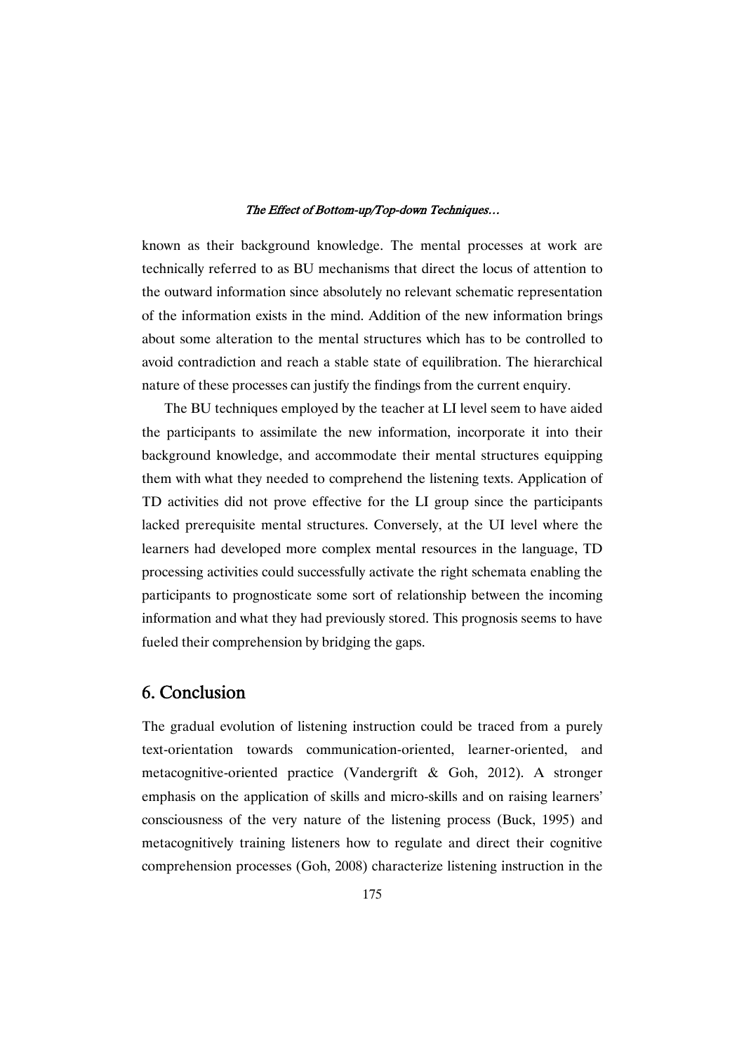known as their background knowledge. The mental processes at work are technically referred to as BU mechanisms that direct the locus of attention to the outward information since absolutely no relevant schematic representation of the information exists in the mind. Addition of the new information brings about some alteration to the mental structures which has to be controlled to avoid contradiction and reach a stable state of equilibration. The hierarchical nature of these processes can justify the findings from the current enquiry.

The BU techniques employed by the teacher at LI level seem to have aided the participants to assimilate the new information, incorporate it into their background knowledge, and accommodate their mental structures equipping them with what they needed to comprehend the listening texts. Application of TD activities did not prove effective for the LI group since the participants lacked prerequisite mental structures. Conversely, at the UI level where the learners had developed more complex mental resources in the language, TD processing activities could successfully activate the right schemata enabling the participants to prognosticate some sort of relationship between the incoming information and what they had previously stored. This prognosis seems to have fueled their comprehension by bridging the gaps.

## 6. Conclusion

The gradual evolution of listening instruction could be traced from a purely text-orientation towards communication-oriented, learner-oriented, and metacognitive-oriented practice (Vandergrift & Goh, 2012). A stronger emphasis on the application of skills and micro-skills and on raising learners' consciousness of the very nature of the listening process (Buck, 1995) and metacognitively training listeners how to regulate and direct their cognitive comprehension processes (Goh, 2008) characterize listening instruction in the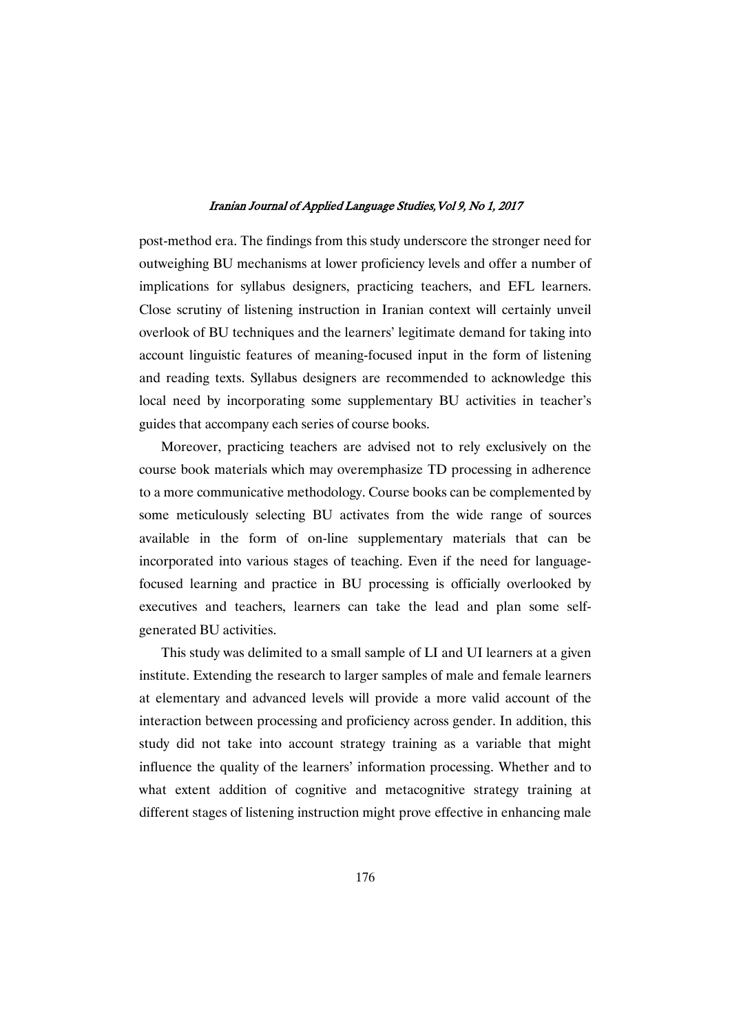post-method era. The findings from this study underscore the stronger need for outweighing BU mechanisms at lower proficiency levels and offer a number of implications for syllabus designers, practicing teachers, and EFL learners. Close scrutiny of listening instruction in Iranian context will certainly unveil overlook of BU techniques and the learners' legitimate demand for taking into account linguistic features of meaning-focused input in the form of listening and reading texts. Syllabus designers are recommended to acknowledge this local need by incorporating some supplementary BU activities in teacher's guides that accompany each series of course books.

Moreover, practicing teachers are advised not to rely exclusively on the course book materials which may overemphasize TD processing in adherence to a more communicative methodology. Course books can be complemented by some meticulously selecting BU activates from the wide range of sources available in the form of on-line supplementary materials that can be incorporated into various stages of teaching. Even if the need for language-focused learning and practice in BU processing is officially overlooked by executives and teachers, learners can take the lead and plan some self-generated BU activities.

This study was delimited to a small sample of LI and UI learners at a given institute. Extending the research to larger samples of male and female learners at elementary and advanced levels will provide a more valid account of the interaction between processing and proficiency across gender. In addition, this study did not take into account strategy training as a variable that might influence the quality of the learners' information processing. Whether and to what extent addition of cognitive and metacognitive strategy training at different stages of listening instruction might prove effective in enhancing male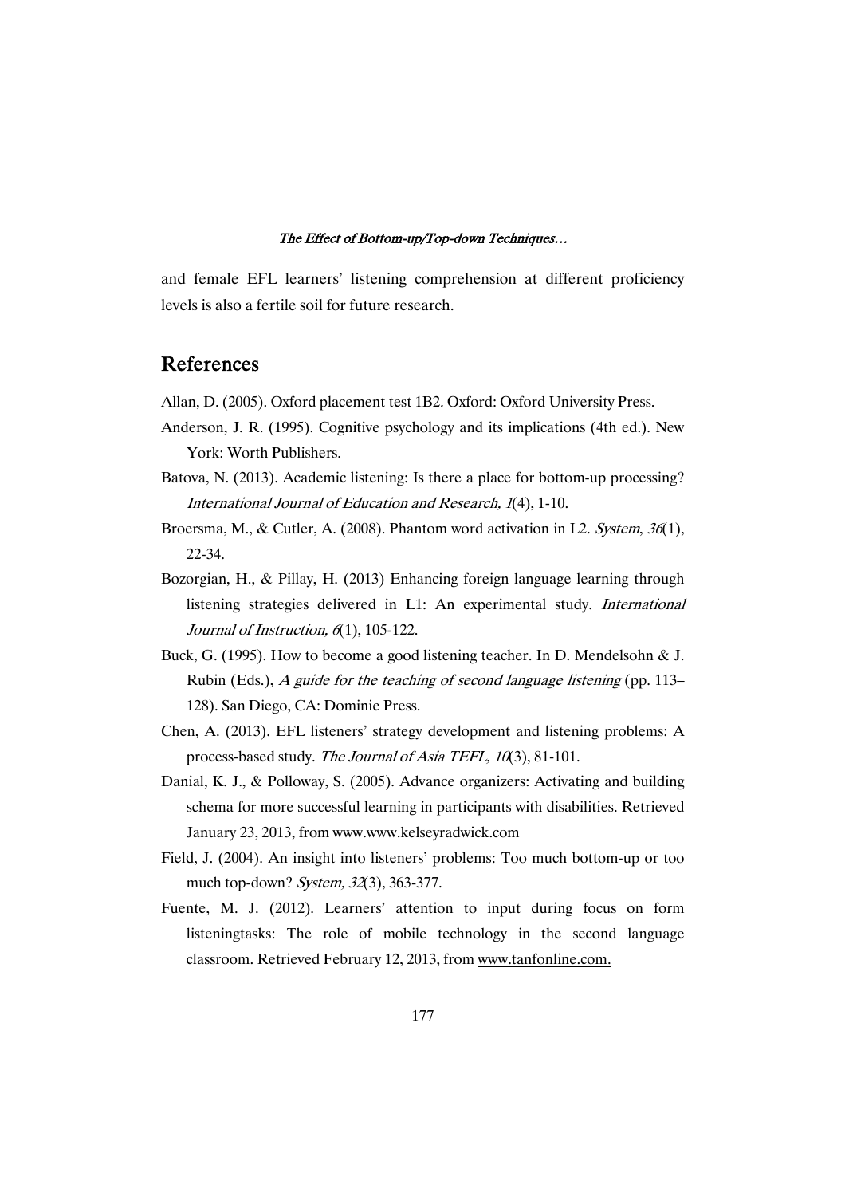and female EFL learners' listening comprehension at different proficiency levels is also a fertile soil for future research.

## References

Allan, D. (2005). Oxford placement test 1B2. Oxford: Oxford University Press.

Anderson, J. R. (1995). Cognitive psychology and its implications (4th ed.). New York: Worth Publishers.

Batova, N. (2013). Academic listening: Is there a place for bottom-up processing? *International Journal of Education and Research, 1*(4), 1-10.

Broersma, M., & Cutler, A. (2008). Phantom word activation in L2. *System*, *36*(1), 22-34.

Bozorgian, H., & Pillay, H. (2013) Enhancing foreign language learning through listening strategies delivered in L1: An experimental study. *International Journal of Instruction, 6*(1), 105-122.

Buck, G. (1995). How to become a good listening teacher. In D. Mendelsohn & J. Rubin (Eds.), *A guide for the teaching of second language listening* (pp. 113–128). San Diego, CA: Dominie Press.

Chen, A. (2013). EFL listeners' strategy development and listening problems: A process-based study. *The Journal of Asia TEFL, 10*(3), 81-101.

Danial, K. J., & Polloway, S. (2005). Advance organizers: Activating and building schema for more successful learning in participants with disabilities. Retrieved January 23, 2013, from www.www.kelseyradwick.com

Field, J. (2004). An insight into listeners' problems: Too much bottom-up or too much top-down? *System, 32*(3), 363-377.

Fuente, M. J. (2012). Learners' attention to input during focus on form listeningtasks: The role of mobile technology in the second language classroom. Retrieved February 12, 2013, from www.tanfonline.com.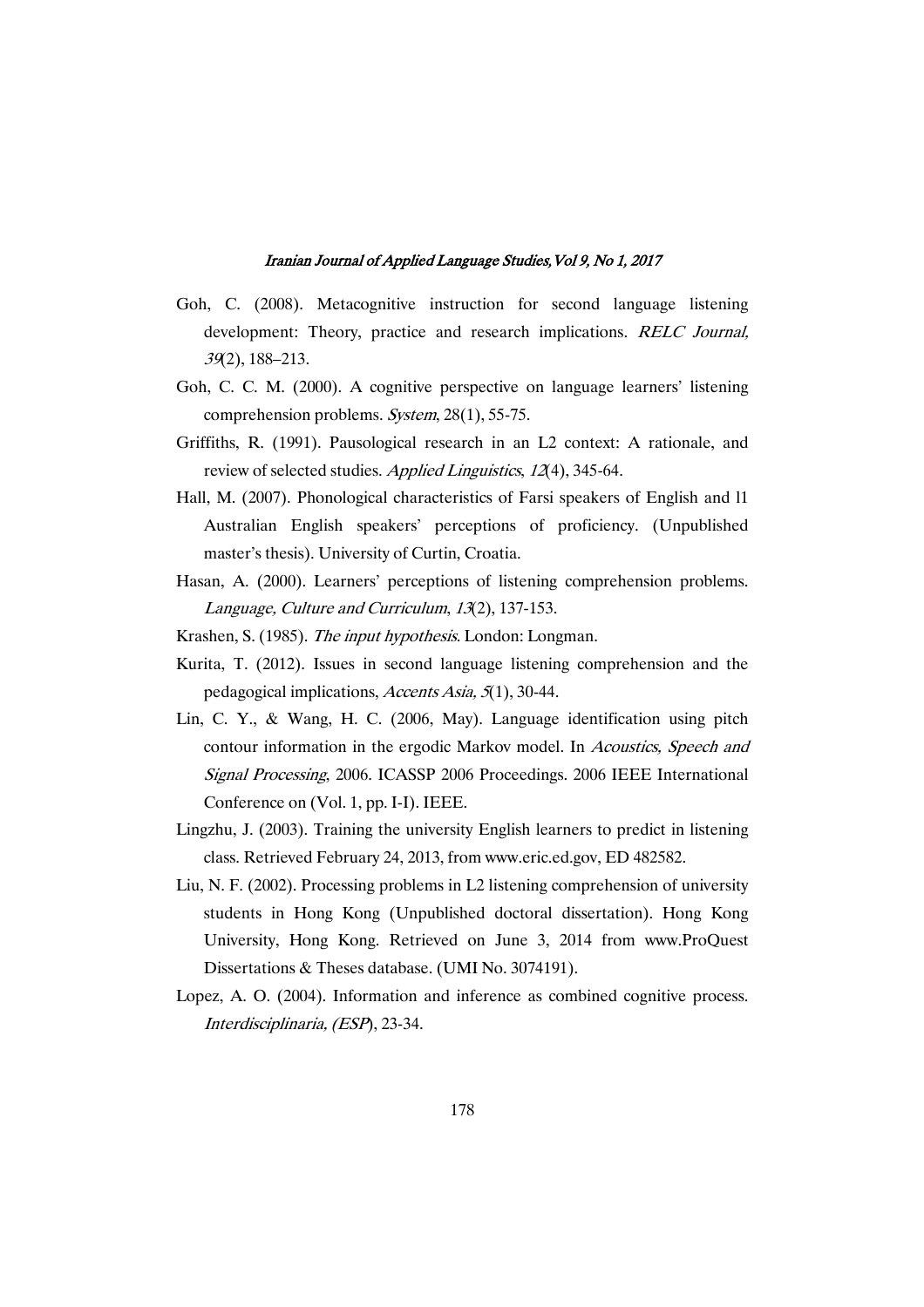Goh, C. (2008). Metacognitive instruction for second language listening development: Theory, practice and research implications. *RELC Journal, 39*(2), 188–213.

Goh, C. C. M. (2000). A cognitive perspective on language learners' listening comprehension problems. *System*, 28(1), 55-75.

Griffiths, R. (1991). Pausological research in an L2 context: A rationale, and review of selected studies. *Applied Linguistics*, *12*(4), 345-64.

Hall, M. (2007). Phonological characteristics of Farsi speakers of English and l1 Australian English speakers' perceptions of proficiency. (Unpublished master's thesis). University of Curtin, Croatia.

Hasan, A. (2000). Learners' perceptions of listening comprehension problems. *Language, Culture and Curriculum*, *13*(2), 137-153.

Krashen, S. (1985). *The input hypothesis*. London: Longman.

Kurita, T. (2012). Issues in second language listening comprehension and the pedagogical implications, *Accents Asia, 5*(1), 30-44.

Lin, C. Y., & Wang, H. C. (2006, May). Language identification using pitch contour information in the ergodic Markov model. In *Acoustics, Speech and Signal Processing*, 2006. ICASSP 2006 Proceedings. 2006 IEEE International Conference on (Vol. 1, pp. I-I). IEEE.

Lingzhu, J. (2003). Training the university English learners to predict in listening class. Retrieved February 24, 2013, from www.eric.ed.gov, ED 482582.

Liu, N. F. (2002). Processing problems in L2 listening comprehension of university students in Hong Kong (Unpublished doctoral dissertation). Hong Kong University, Hong Kong. Retrieved on June 3, 2014 from www.ProQuest Dissertations & Theses database. (UMI No. 3074191).

Lopez, A. O. (2004). Information and inference as combined cognitive process. *Interdisciplinaria, (ESP*), 23-34.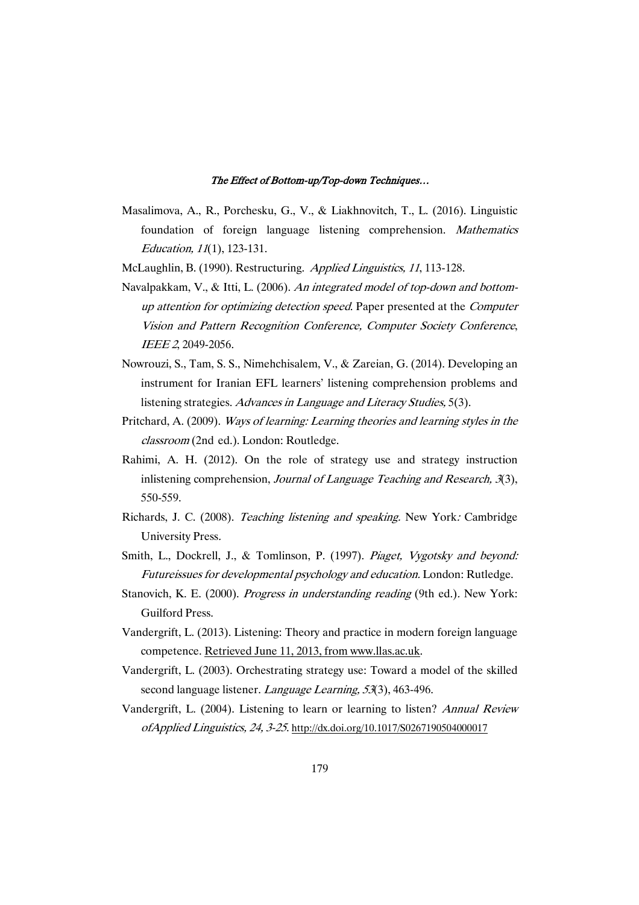Masalimova, A., R., Porchesku, G., V., & Liakhnovitch, T., L. (2016). Linguistic foundation of foreign language listening comprehension. *Mathematics Education, 11*(1), 123-131.

McLaughlin, B. (1990). Restructuring. *Applied Linguistics, 11*, 113-128.

Navalpakkam, V., & Itti, L. (2006). *An integrated model of top-down and bottom-up attention for optimizing detection speed*. Paper presented at the *Computer Vision and Pattern Recognition Conference, Computer Society Conference*, *IEEE 2*, 2049-2056.

Nowrouzi, S., Tam, S. S., Nimehchisalem, V., & Zareian, G. (2014). Developing an instrument for Iranian EFL learners' listening comprehension problems and listening strategies. *Advances in Language and Literacy Studies,* 5(3).

Pritchard, A. (2009). *Ways of learning: Learning theories and learning styles in the classroom* (2nd ed.). London: Routledge.

Rahimi, A. H. (2012). On the role of strategy use and strategy instruction inlistening comprehension, *Journal of Language Teaching and Research, 3*(3), 550-559.

Richards, J. C. (2008). *Teaching listening and speaking*. New York*:* Cambridge University Press.

Smith, L., Dockrell, J., & Tomlinson, P. (1997). *Piaget, Vygotsky and beyond: Futureissues for developmental psychology and education*. London: Rutledge.

Stanovich, K. E. (2000). *Progress in understanding reading* (9th ed.). New York: Guilford Press.

Vandergrift, L. (2013). Listening: Theory and practice in modern foreign language competence. Retrieved June 11, 2013, from www.llas.ac.uk.

Vandergrift, L. (2003). Orchestrating strategy use: Toward a model of the skilled second language listener. *Language Learning, 53*(3), 463-496.

Vandergrift, L. (2004). Listening to learn or learning to listen? *Annual Review ofApplied Linguistics, 24, 3-25*. http://dx.doi.org/10.1017/S0267190504000017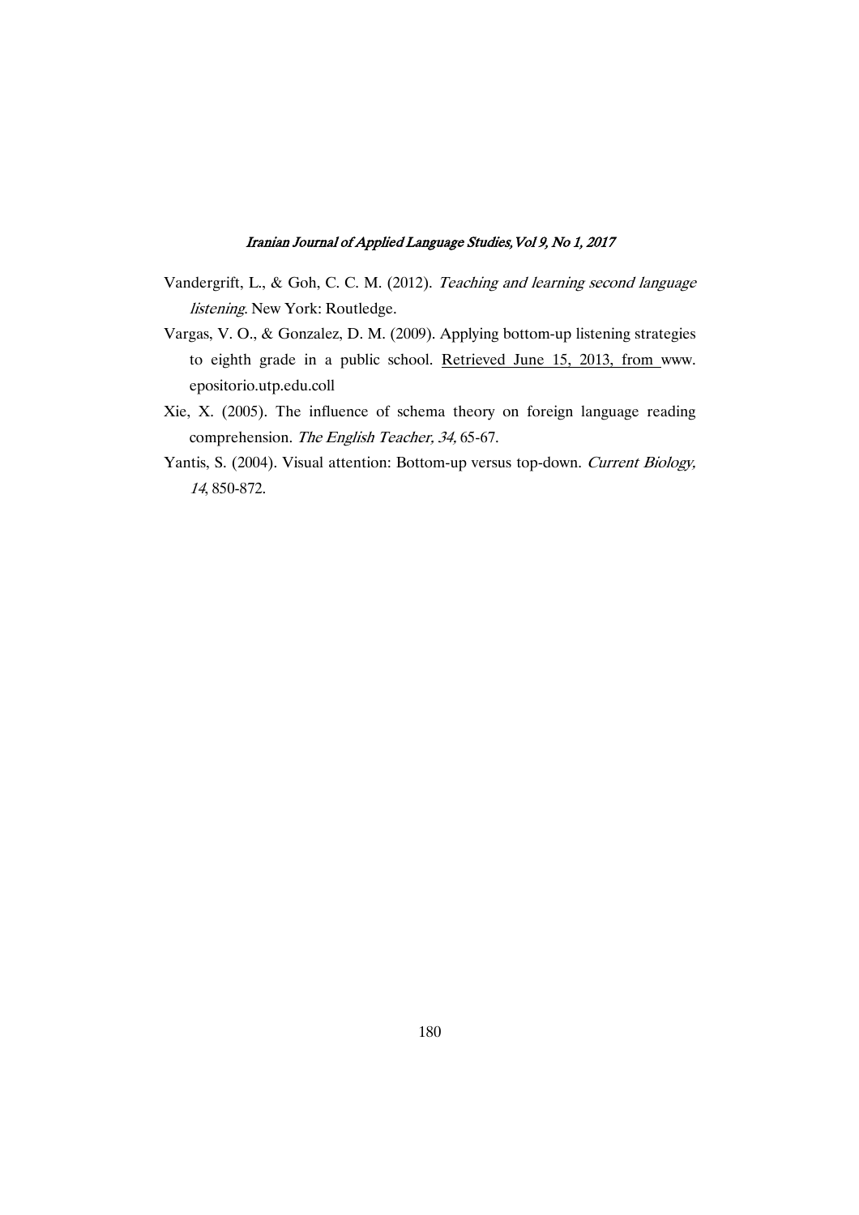Vandergrift, L., & Goh, C. C. M. (2012). *Teaching and learning second language listening*. New York: Routledge.

Vargas, V. O., & Gonzalez, D. M. (2009). Applying bottom-up listening strategies to eighth grade in a public school. Retrieved June 15, 2013, from www. epositorio.utp.edu.coll

Xie, X. (2005). The influence of schema theory on foreign language reading comprehension. *The English Teacher, 34*, 65-67.

Yantis, S. (2004). Visual attention: Bottom-up versus top-down. *Current Biology, 14*, 850-872.